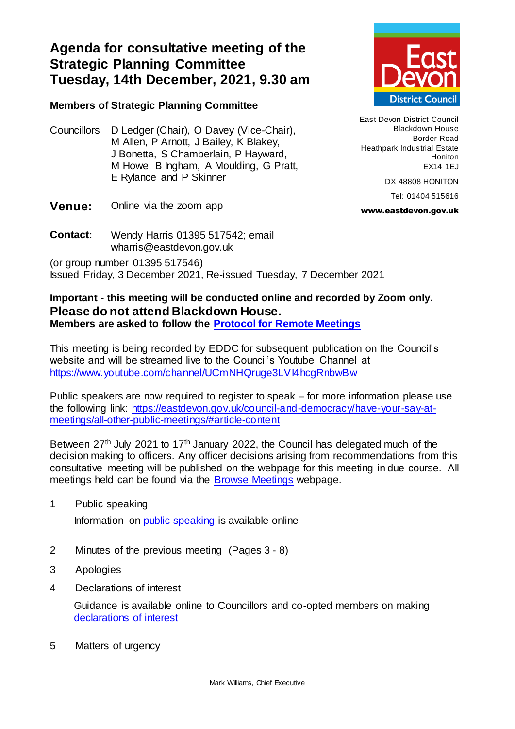# Agenda for consultative meeting of the Strategic Planning Committee
# Tuesday, 14th December, 2021, 9.30 am

East Devon District Council
Blackdown House
Border Road
Heathpark Industrial Estate
Honiton
EX14 1EJ

DX 48808 HONITON

Tel: 01404 515616

**www.eastdevon.gov.uk**

**Members of Strategic Planning Committee**

Councillors D Ledger (Chair), O Davey (Vice-Chair), M Allen, P Arnott, J Bailey, K Blakey, J Bonetta, S Chamberlain, P Hayward, M Howe, B Ingham, A Moulding, G Pratt, E Rylance and P Skinner

**Venue:** Online via the zoom app

**Contact:** Wendy Harris 01395 517542; email wharris@eastdevon.gov.uk

(or group number 01395 517546)
Issued Friday, 3 December 2021, Re-issued Tuesday, 7 December 2021

**Important - this meeting will be conducted online and recorded by Zoom only.**
**Please do not attend Blackdown House.**
**Members are asked to follow the Protocol for Remote Meetings**

This meeting is being recorded by EDDC for subsequent publication on the Council's website and will be streamed live to the Council's Youtube Channel at https://www.youtube.com/channel/UCmNHQruge3LVI4hcgRnbwBw

Public speakers are now required to register to speak – for more information please use the following link: https://eastdevon.gov.uk/council-and-democracy/have-your-say-at-meetings/all-other-public-meetings/#article-content

Between 27th July 2021 to 17th January 2022, the Council has delegated much of the decision making to officers. Any officer decisions arising from recommendations from this consultative meeting will be published on the webpage for this meeting in due course. All meetings held can be found via the Browse Meetings webpage.

1. Public speaking

   Information on public speaking is available online

2. Minutes of the previous meeting (Pages 3 - 8)

3. Apologies

4. Declarations of interest

   Guidance is available online to Councillors and co-opted members on making declarations of interest

5. Matters of urgency

Mark Williams, Chief Executive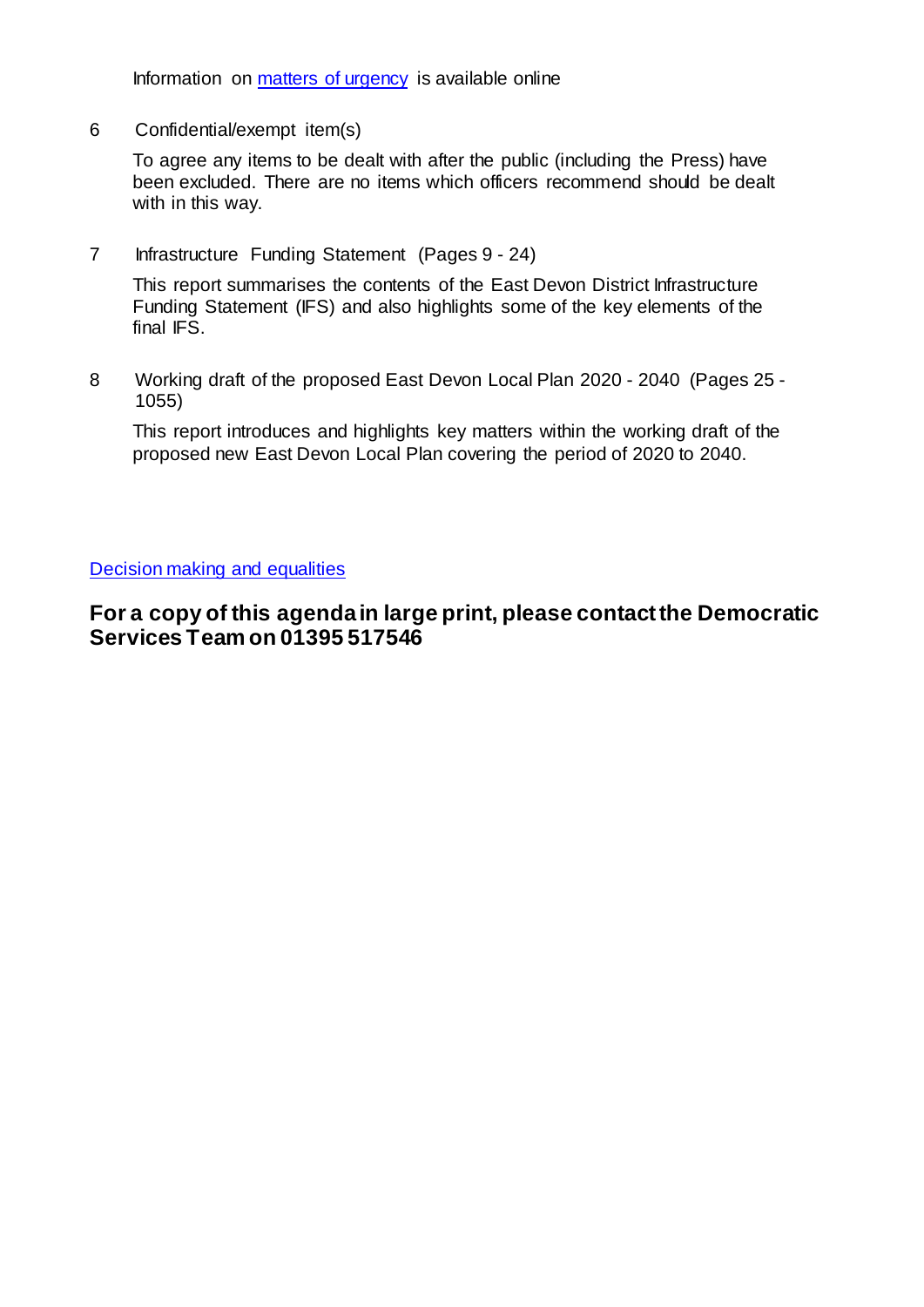Information on [matters of urgency] is available online

6 Confidential/exempt item(s)

To agree any items to be dealt with after the public (including the Press) have been excluded. There are no items which officers recommend should be dealt with in this way.

7 Infrastructure Funding Statement (Pages 9 - 24)

This report summarises the contents of the East Devon District Infrastructure Funding Statement (IFS) and also highlights some of the key elements of the final IFS.

8 Working draft of the proposed East Devon Local Plan 2020 - 2040 (Pages 25 - 1055)

This report introduces and highlights key matters within the working draft of the proposed new East Devon Local Plan covering the period of 2020 to 2040.

[Decision making and equalities]

**For a copy of this agenda in large print, please contact the Democratic Services Team on 01395 517546**